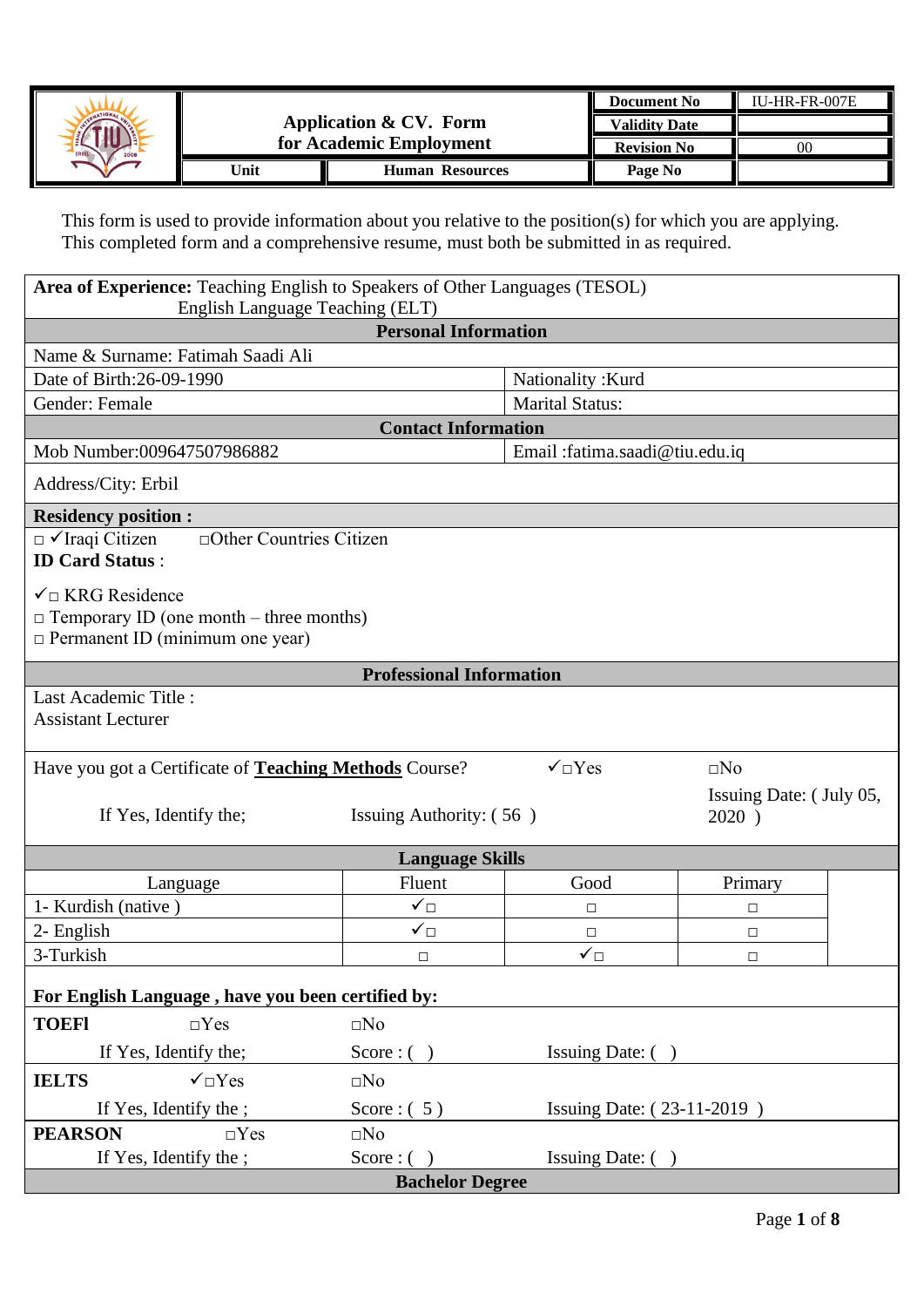| | Application & CV. Form for Academic Employment | Document No | IU-HR-FR-007E |
|---|---|---|---|
| | | Validity Date | |
| | | Revision No | 00 |
| Unit | Human Resources | Page No | |

This form is used to provide information about you relative to the position(s) for which you are applying. This completed form and a comprehensive resume, must both be submitted in as required.

**Area of Experience:** Teaching English to Speakers of Other Languages (TESOL)
English Language Teaching (ELT)

## Personal Information

| | |
|---|---|
| Name & Surname: Fatimah Saadi Ali | |
| Date of Birth:26-09-1990 | Nationality :Kurd |
| Gender: Female | Marital Status: |

## Contact Information

| | |
|---|---|
| Mob Number:009647507986882 | Email :fatima.saadi@tiu.edu.iq |
| Address/City: Erbil | |

**Residency position :**

□ ✓Iraqi Citizen □Other Countries Citizen

**ID Card Status** :

✓□ KRG Residence
□ Temporary ID (one month – three months)
□ Permanent ID (minimum one year)

## Professional Information

Last Academic Title :
Assistant Lecturer

Have you got a Certificate of **Teaching Methods** Course? ✓□Yes □No

If Yes, Identify the; Issuing Authority: ( 56 ) Issuing Date: ( July 05, 2020 )

## Language Skills

| Language | Fluent | Good | Primary |
|---|---|---|---|
| 1- Kurdish (native ) | ✓□ | □ | □ |
| 2- English | ✓□ | □ | □ |
| 3-Turkish | □ | ✓□ | □ |

**For English Language , have you been certified by:**

**TOEFl** □Yes □No
If Yes, Identify the; Score : ( ) Issuing Date: ( )

**IELTS** ✓□Yes □No
If Yes, Identify the ; Score : ( 5 ) Issuing Date: ( 23-11-2019 )

**PEARSON** □Yes □No
If Yes, Identify the ; Score : ( ) Issuing Date: ( )

## Bachelor Degree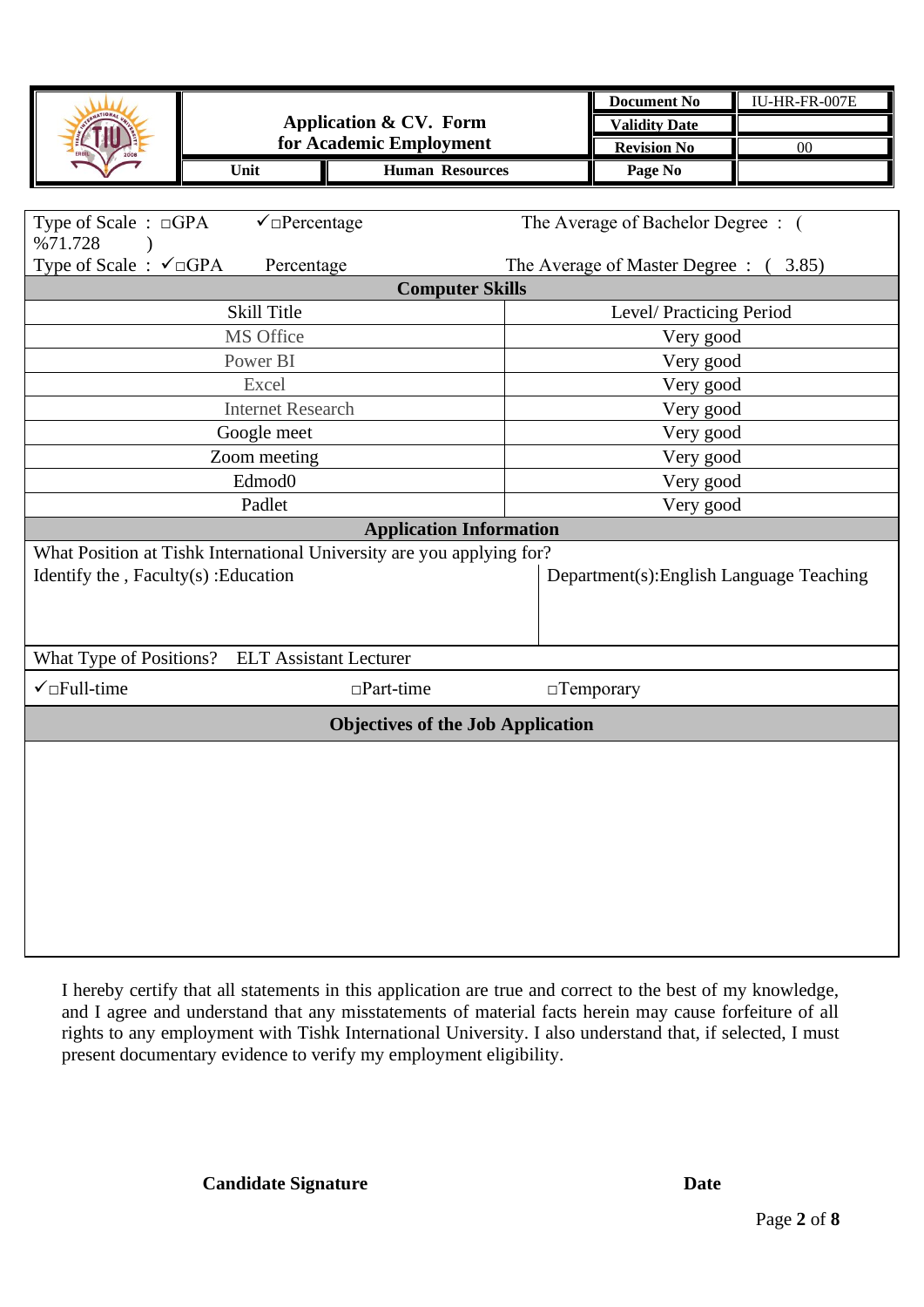| | Application & CV. Form for Academic Employment | Document No | IU-HR-FR-007E |
|---|---|---|---|
| | | Validity Date | |
| | | Revision No | 00 |
| | Unit / Human Resources | Page No | |

Type of Scale : □GPA ✓□Percentage The Average of Bachelor Degree : ( %71.728 )

Type of Scale : ✓□GPA Percentage The Average of Master Degree : ( 3.85)

**Computer Skills**

| Skill Title | Level/ Practicing Period |
|---|---|
| MS Office | Very good |
| Power BI | Very good |
| Excel | Very good |
| Internet Research | Very good |
| Google meet | Very good |
| Zoom meeting | Very good |
| Edmod0 | Very good |
| Padlet | Very good |

**Application Information**

What Position at Tishk International University are you applying for?

Identify the , Faculty(s) :Education | Department(s):English Language Teaching

What Type of Positions? ELT Assistant Lecturer

✓□Full-time □Part-time □Temporary

**Objectives of the Job Application**

I hereby certify that all statements in this application are true and correct to the best of my knowledge, and I agree and understand that any misstatements of material facts herein may cause forfeiture of all rights to any employment with Tishk International University. I also understand that, if selected, I must present documentary evidence to verify my employment eligibility.

**Candidate Signature** **Date**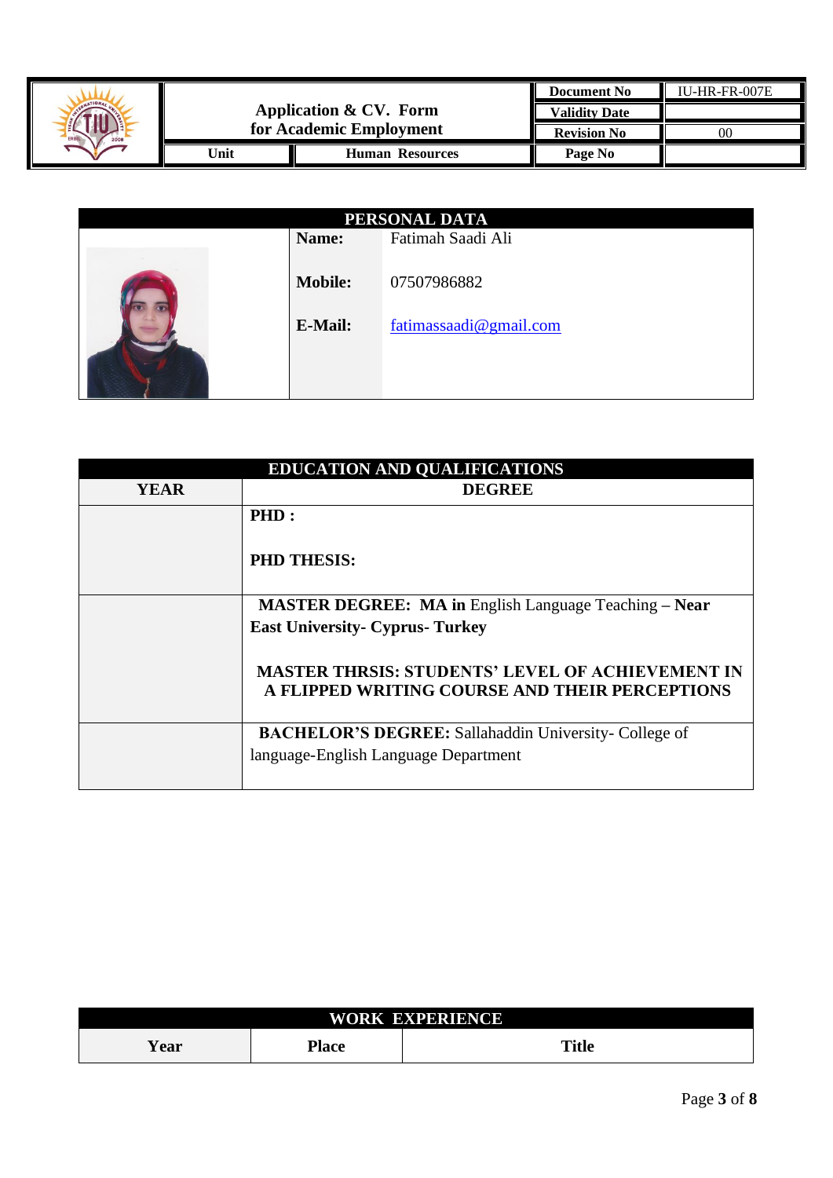| | Application & CV. Form for Academic Employment | Document No | IU-HR-FR-007E |
|---|---|---|---|
| | | Validity Date | |
| | | Revision No | 00 |
| Unit | Human Resources | Page No | |

## PERSONAL DATA

| | | |
|---|---|---|
| | **Name:** | Fatimah Saadi Ali |
| | **Mobile:** | 07507986882 |
| | **E-Mail:** | fatimassaadi@gmail.com |

## EDUCATION AND QUALIFICATIONS

| YEAR | DEGREE |
|---|---|
| | **PHD :** <br><br> **PHD THESIS:** |
| | **MASTER DEGREE: MA in** English Language Teaching **– Near East University- Cyprus- Turkey** <br><br> **MASTER THRSIS: STUDENTS' LEVEL OF ACHIEVEMENT IN A FLIPPED WRITING COURSE AND THEIR PERCEPTIONS** |
| | **BACHELOR'S DEGREE:** Sallahaddin University- College of language-English Language Department |

## WORK EXPERIENCE

| Year | Place | Title |
|---|---|---|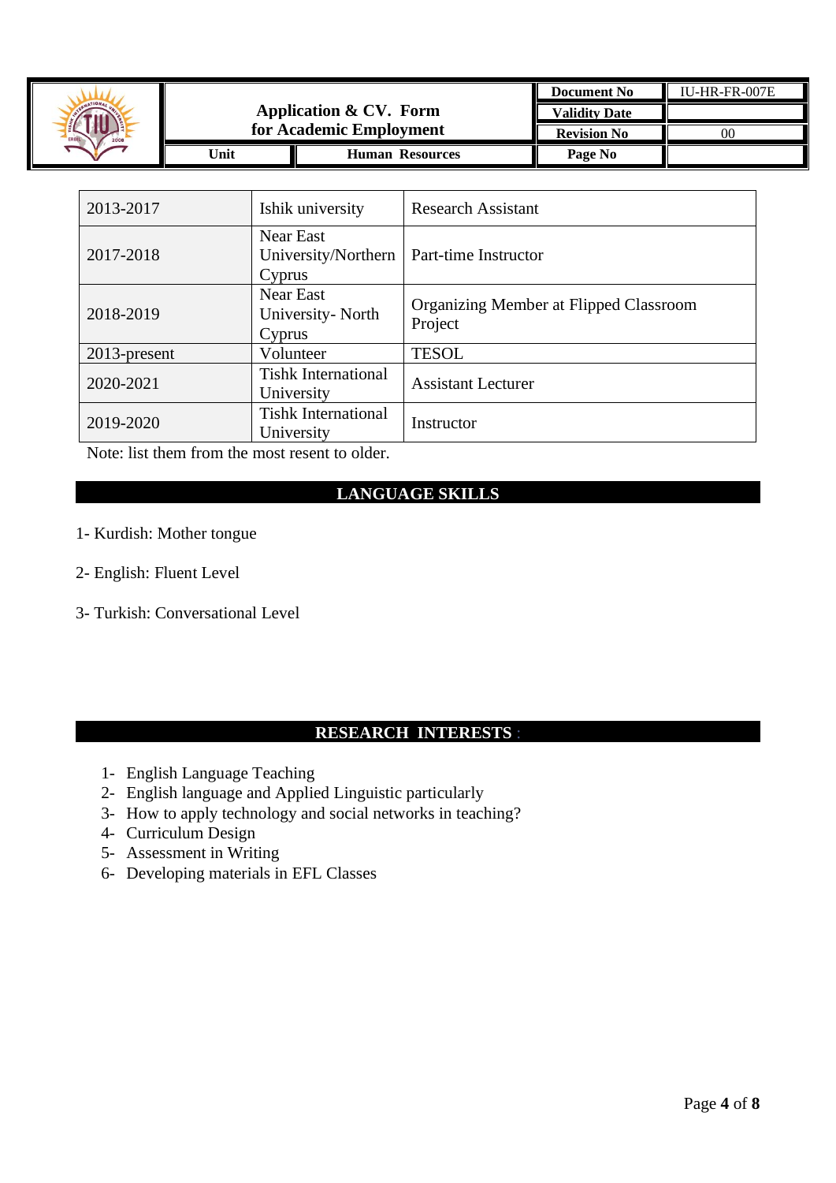| 2013-2017 | Ishik university | Research Assistant |
|---|---|---|
| 2017-2018 | Near East University/Northern Cyprus | Part-time Instructor |
| 2018-2019 | Near East University- North Cyprus | Organizing Member at Flipped Classroom Project |
| 2013-present | Volunteer | TESOL |
| 2020-2021 | Tishk International University | Assistant Lecturer |
| 2019-2020 | Tishk International University | Instructor |

Note: list them from the most resent to older.

## LANGUAGE SKILLS

1- Kurdish: Mother tongue

2- English: Fluent Level

3- Turkish: Conversational Level

## RESEARCH INTERESTS :

1- English Language Teaching
2- English language and Applied Linguistic particularly
3- How to apply technology and social networks in teaching?
4- Curriculum Design
5- Assessment in Writing
6- Developing materials in EFL Classes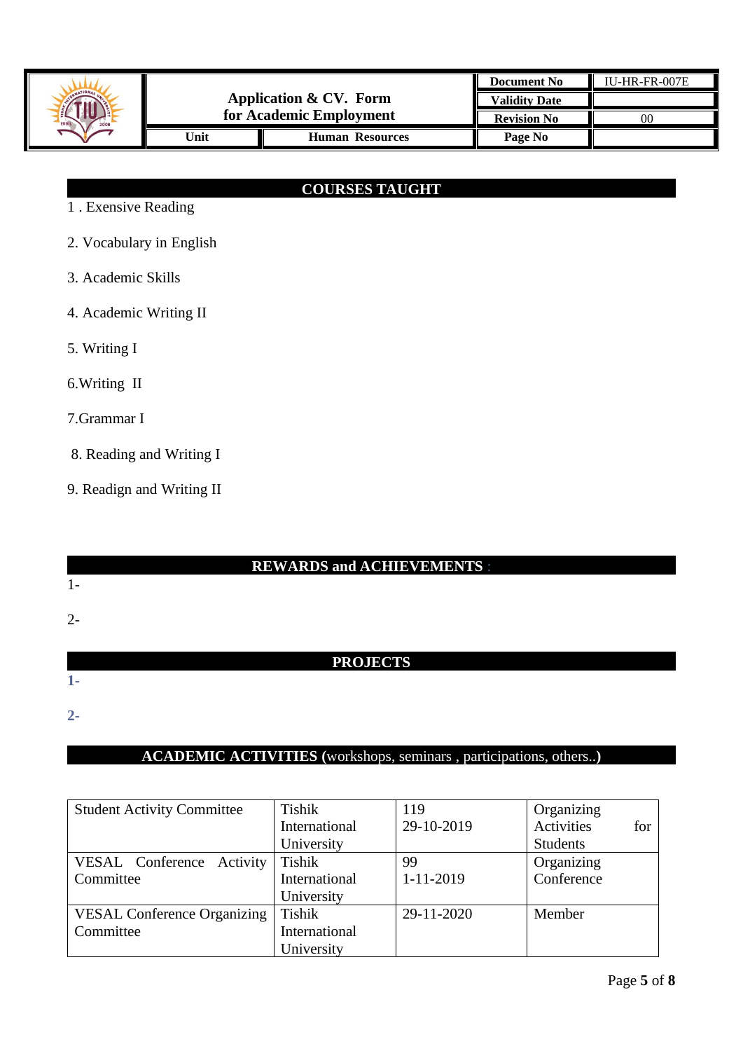## COURSES TAUGHT

1 . Exensive Reading

2. Vocabulary in English

3. Academic Skills

4. Academic Writing II

5. Writing I

6.Writing  II

7.Grammar I

8. Reading and Writing I

9. Readign and Writing II

## REWARDS and ACHIEVEMENTS :

1-

2-

## PROJECTS

1-

2-

## ACADEMIC ACTIVITIES (workshops, seminars , participations, others..)

| | | | |
|---|---|---|---|
| Student Activity Committee | Tishik International University | 119<br>29-10-2019 | Organizing Activities for Students |
| VESAL Conference Activity Committee | Tishik International University | 99<br>1-11-2019 | Organizing Conference |
| VESAL Conference Organizing Committee | Tishik International University | 29-11-2020 | Member |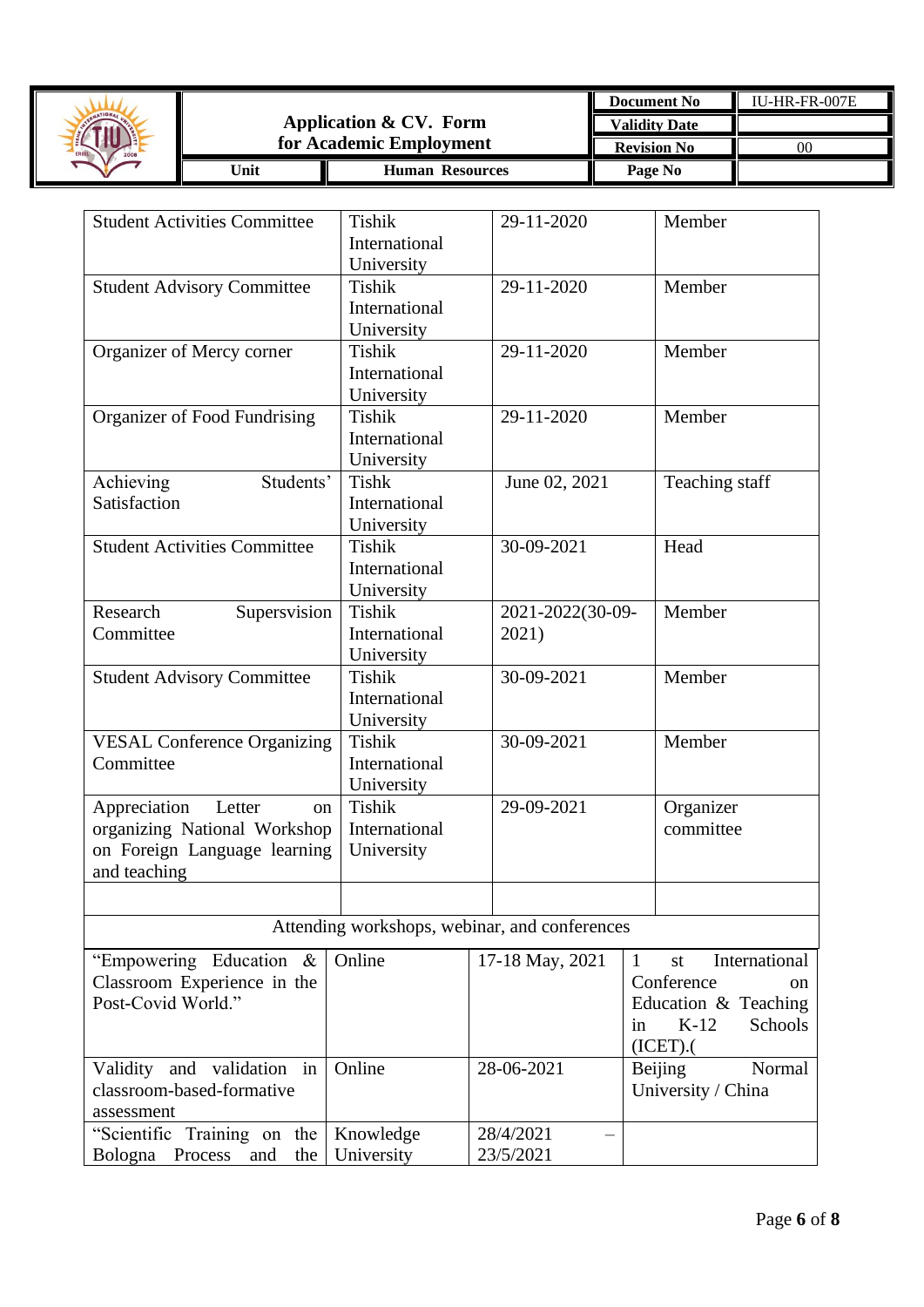| | | | |
|---|---|---|---|
| Student Activities Committee | Tishik International University | 29-11-2020 | Member |
| Student Advisory Committee | Tishik International University | 29-11-2020 | Member |
| Organizer of Mercy corner | Tishik International University | 29-11-2020 | Member |
| Organizer of Food Fundrising | Tishik International University | 29-11-2020 | Member |
| Achieving Students' Satisfaction | Tishk International University | June 02, 2021 | Teaching staff |
| Student Activities Committee | Tishik International University | 30-09-2021 | Head |
| Research Supersvision Committee | Tishik International University | 2021-2022(30-09-2021) | Member |
| Student Advisory Committee | Tishik International University | 30-09-2021 | Member |
| VESAL Conference Organizing Committee | Tishik International University | 30-09-2021 | Member |
| Appreciation Letter on organizing National Workshop on Foreign Language learning and teaching | Tishik International University | 29-09-2021 | Organizer committee |
| | | | |

| Attending workshops, webinar, and conferences | | | |
|---|---|---|---|
| "Empowering Education & Classroom Experience in the Post-Covid World." | Online | 17-18 May, 2021 | 1 st International Conference on Education & Teaching in K-12 Schools (ICET).( |
| Validity and validation in classroom-based-formative assessment | Online | 28-06-2021 | Beijing Normal University / China |
| "Scientific Training on the Bologna Process and the | Knowledge University | 28/4/2021 – 23/5/2021 | |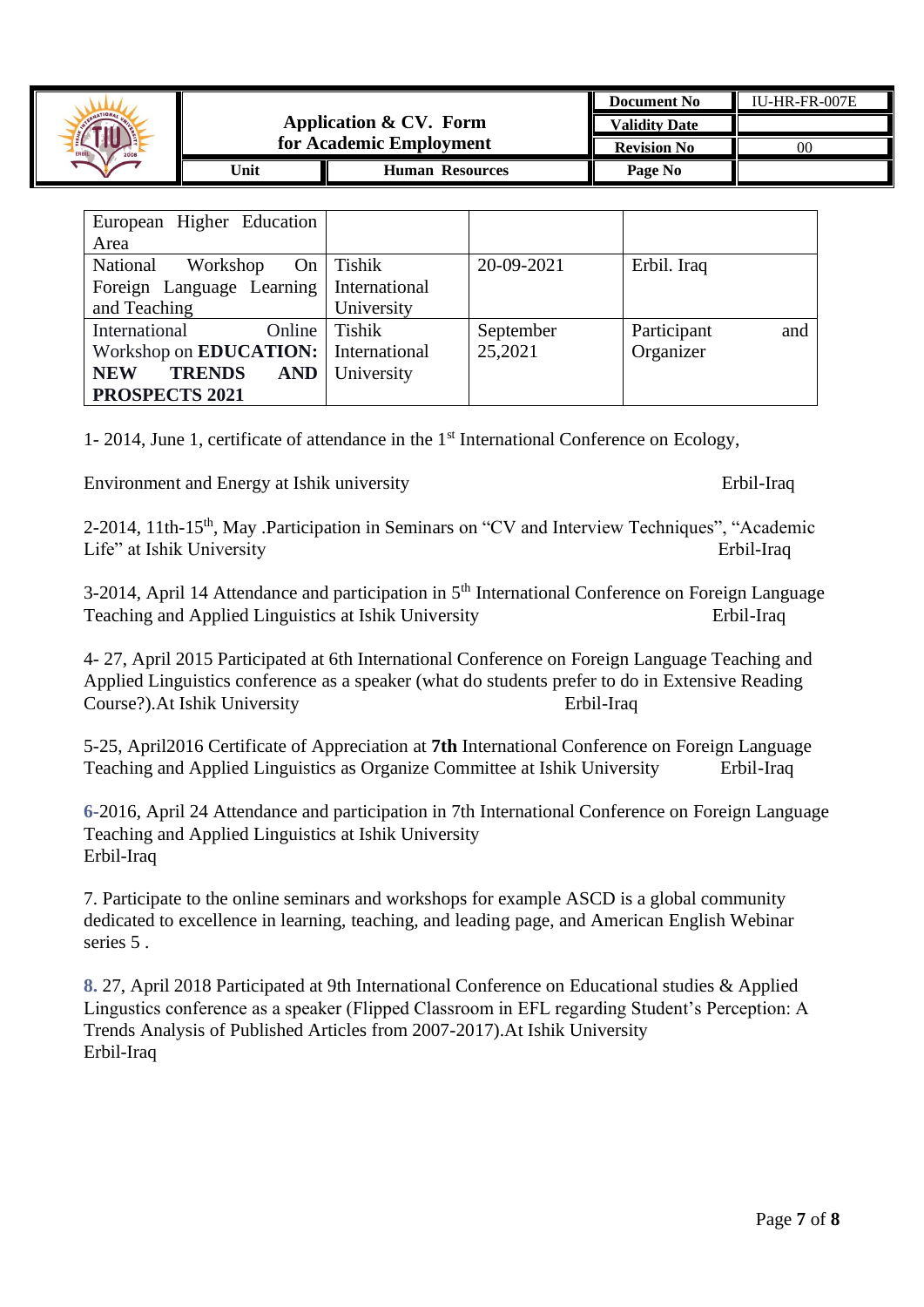| | | | |
|---|---|---|---|
| European Higher Education Area | | | |
| National Workshop On Foreign Language Learning and Teaching | Tishik International University | 20-09-2021 | Erbil. Iraq |
| International Online Workshop on **EDUCATION: NEW TRENDS AND PROSPECTS 2021** | Tishik International University | September 25,2021 | Participant and Organizer |

1- 2014, June 1, certificate of attendance in the 1st International Conference on Ecology,

Environment and Energy at Ishik university Erbil-Iraq

2-2014, 11th-15th, May .Participation in Seminars on "CV and Interview Techniques", "Academic Life" at Ishik University Erbil-Iraq

3-2014, April 14 Attendance and participation in 5th International Conference on Foreign Language Teaching and Applied Linguistics at Ishik University Erbil-Iraq

4- 27, April 2015 Participated at 6th International Conference on Foreign Language Teaching and Applied Linguistics conference as a speaker (what do students prefer to do in Extensive Reading Course?).At Ishik University Erbil-Iraq

5-25, April2016 Certificate of Appreciation at **7th** International Conference on Foreign Language Teaching and Applied Linguistics as Organize Committee at Ishik University Erbil-Iraq

6-2016, April 24 Attendance and participation in 7th International Conference on Foreign Language Teaching and Applied Linguistics at Ishik University
Erbil-Iraq

7. Participate to the online seminars and workshops for example ASCD is a global community dedicated to excellence in learning, teaching, and leading page, and American English Webinar series 5 .

8. 27, April 2018 Participated at 9th International Conference on Educational studies & Applied Lingustics conference as a speaker (Flipped Classroom in EFL regarding Student's Perception: A Trends Analysis of Published Articles from 2007-2017).At Ishik University
Erbil-Iraq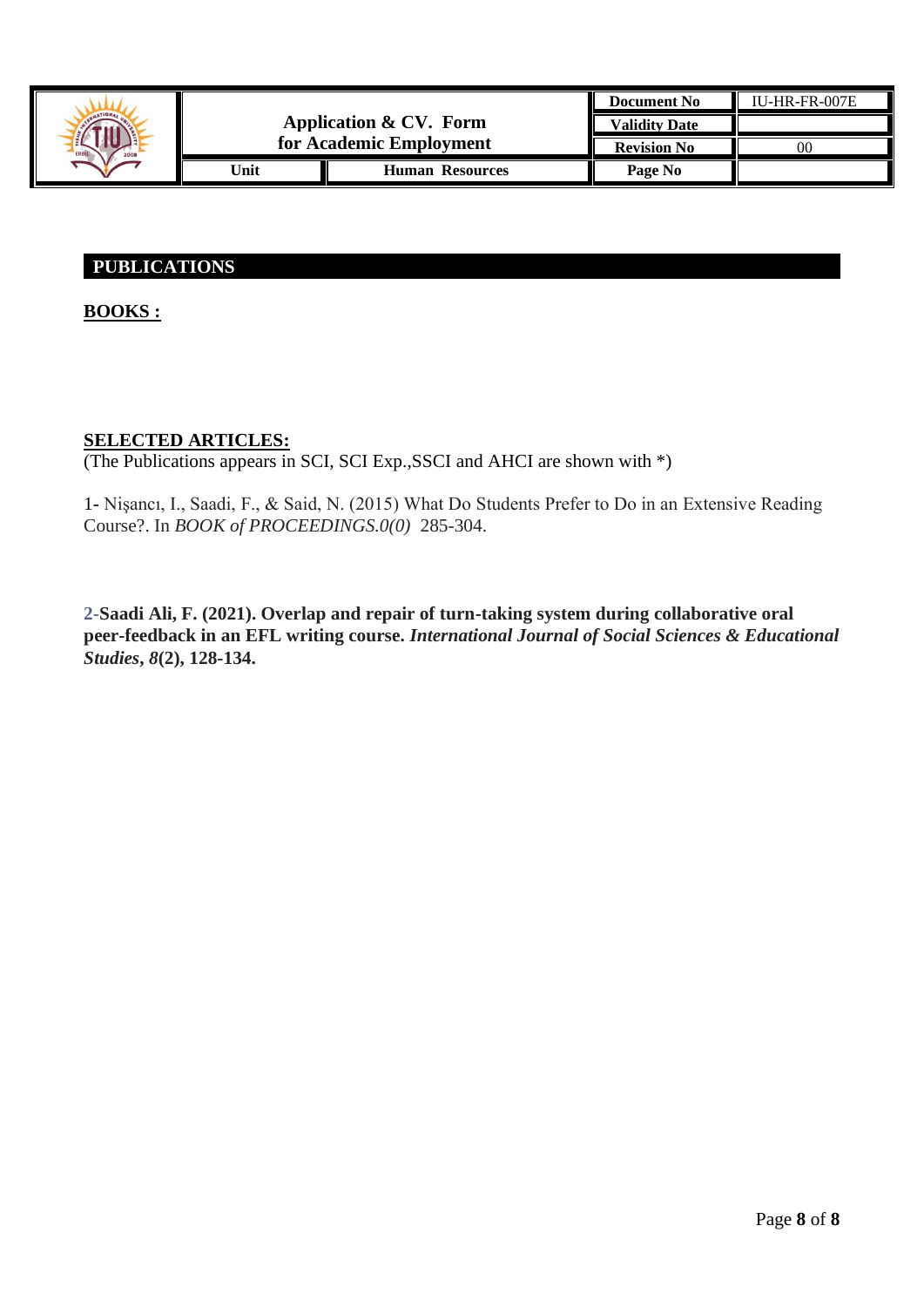| | Application & CV. Form for Academic Employment | Document No | IU-HR-FR-007E |
|---|---|---|---|
| | | Validity Date | |
| | | Revision No | 00 |
| Unit | Human Resources | Page No | |

## PUBLICATIONS

**BOOKS :**

**SELECTED ARTICLES:**

(The Publications appears in SCI, SCI Exp.,SSCI and AHCI are shown with *)

1- Nişancı, I., Saadi, F., & Said, N. (2015) What Do Students Prefer to Do in an Extensive Reading Course?. In *BOOK of PROCEEDINGS.0(0)* 285-304.

2-**Saadi Ali, F. (2021). Overlap and repair of turn-taking system during collaborative oral peer-feedback in an EFL writing course. *International Journal of Social Sciences & Educational Studies*, *8*(2), 128-134.**